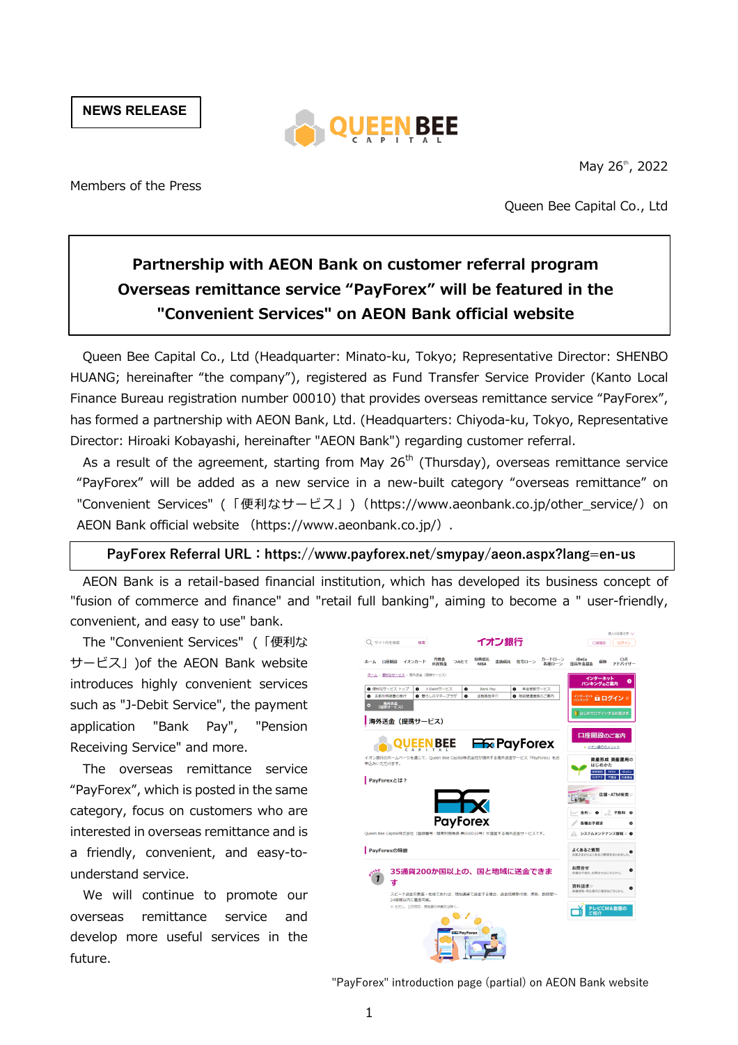NEWS RELEASE

May 26th, 2022

Members of the Press

Queen Bee Capital Co., Ltd

# Partnership with AEON Bank on customer referral program
# Overseas remittance service "PayForex" will be featured in the "Convenient Services" on AEON Bank official website

Queen Bee Capital Co., Ltd (Headquarter: Minato-ku, Tokyo; Representative Director: SHENBO HUANG; hereinafter "the company"), registered as Fund Transfer Service Provider (Kanto Local Finance Bureau registration number 00010) that provides overseas remittance service "PayForex", has formed a partnership with AEON Bank, Ltd. (Headquarters: Chiyoda-ku, Tokyo, Representative Director: Hiroaki Kobayashi, hereinafter "AEON Bank") regarding customer referral.

As a result of the agreement, starting from May 26th (Thursday), overseas remittance service "PayForex" will be added as a new service in a new-built category "overseas remittance" on "Convenient Services" (「便利なサービス」)(https://www.aeonbank.co.jp/other_service/) on AEON Bank official website (https://www.aeonbank.co.jp/).

**PayForex Referral URL：https://www.payforex.net/smypay/aeon.aspx?lang=en-us**

AEON Bank is a retail-based financial institution, which has developed its business concept of "fusion of commerce and finance" and "retail full banking", aiming to become a " user-friendly, convenient, and easy to use" bank.

The "Convenient Services" (「便利なサービス」)of the AEON Bank website introduces highly convenient services such as "J-Debit Service", the payment application "Bank Pay", "Pension Receiving Service" and more.

The overseas remittance service "PayForex", which is posted in the same category, focus on customers who are interested in overseas remittance and is a friendly, convenient, and easy-to-understand service.

We will continue to promote our overseas remittance service and develop more useful services in the future.

"PayForex" introduction page (partial) on AEON Bank website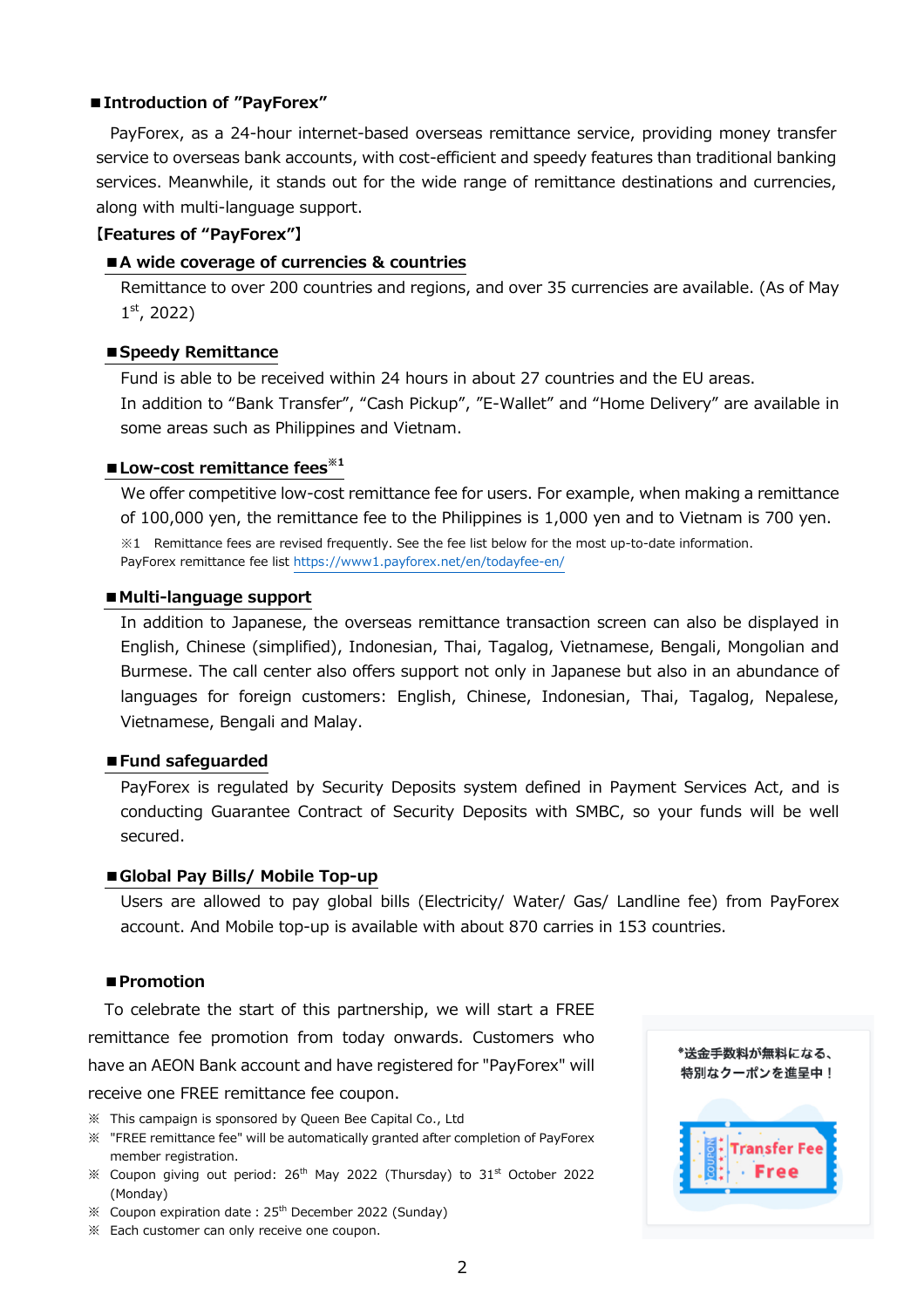## ■Introduction of "PayForex"

PayForex, as a 24-hour internet-based overseas remittance service, providing money transfer service to overseas bank accounts, with cost-efficient and speedy features than traditional banking services. Meanwhile, it stands out for the wide range of remittance destinations and currencies, along with multi-language support.

**【Features of "PayForex"】**

### ■A wide coverage of currencies & countries

Remittance to over 200 countries and regions, and over 35 currencies are available. (As of May 1st, 2022)

### ■Speedy Remittance

Fund is able to be received within 24 hours in about 27 countries and the EU areas.
In addition to "Bank Transfer", "Cash Pickup", "E-Wallet" and "Home Delivery" are available in some areas such as Philippines and Vietnam.

### ■Low-cost remittance fees※1

We offer competitive low-cost remittance fee for users. For example, when making a remittance of 100,000 yen, the remittance fee to the Philippines is 1,000 yen and to Vietnam is 700 yen.

※1 Remittance fees are revised frequently. See the fee list below for the most up-to-date information.
PayForex remittance fee list https://www1.payforex.net/en/todayfee-en/

### ■Multi-language support

In addition to Japanese, the overseas remittance transaction screen can also be displayed in English, Chinese (simplified), Indonesian, Thai, Tagalog, Vietnamese, Bengali, Mongolian and Burmese. The call center also offers support not only in Japanese but also in an abundance of languages for foreign customers: English, Chinese, Indonesian, Thai, Tagalog, Nepalese, Vietnamese, Bengali and Malay.

### ■Fund safeguarded

PayForex is regulated by Security Deposits system defined in Payment Services Act, and is conducting Guarantee Contract of Security Deposits with SMBC, so your funds will be well secured.

### ■Global Pay Bills/ Mobile Top-up

Users are allowed to pay global bills (Electricity/ Water/ Gas/ Landline fee) from PayForex account. And Mobile top-up is available with about 870 carries in 153 countries.

### ■Promotion

To celebrate the start of this partnership, we will start a FREE remittance fee promotion from today onwards. Customers who have an AEON Bank account and have registered for "PayForex" will receive one FREE remittance fee coupon.

※ This campaign is sponsored by Queen Bee Capital Co., Ltd
※ "FREE remittance fee" will be automatically granted after completion of PayForex member registration.
※ Coupon giving out period: 26th May 2022 (Thursday) to 31st October 2022 (Monday)
※ Coupon expiration date : 25th December 2022 (Sunday)
※ Each customer can only receive one coupon.

*送金手数料が無料になる、
特別なクーポンを進呈中！

COUPON Transfer Fee Free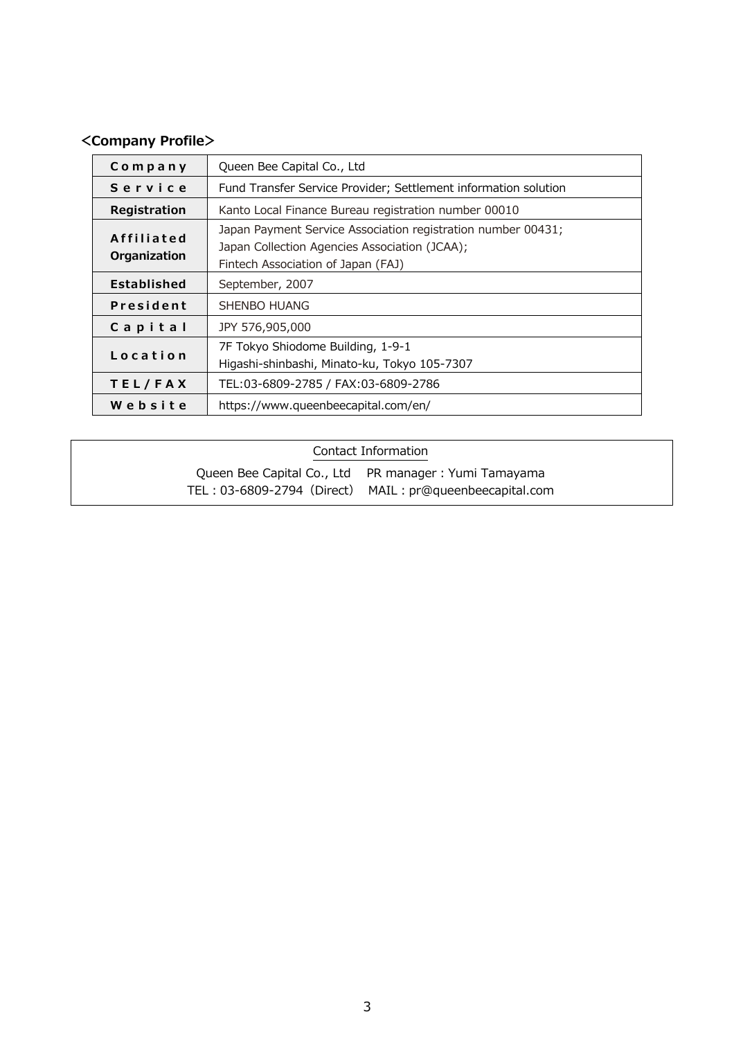## <Company Profile>

| | |
|---|---|
| **Company** | Queen Bee Capital Co., Ltd |
| **Service** | Fund Transfer Service Provider; Settlement information solution |
| **Registration** | Kanto Local Finance Bureau registration number 00010 |
| **Affiliated Organization** | Japan Payment Service Association registration number 00431;<br>Japan Collection Agencies Association (JCAA);<br>Fintech Association of Japan (FAJ) |
| **Established** | September, 2007 |
| **President** | SHENBO HUANG |
| **Capital** | JPY 576,905,000 |
| **Location** | 7F Tokyo Shiodome Building, 1-9-1<br>Higashi-shinbashi, Minato-ku, Tokyo 105-7307 |
| **TEL/FAX** | TEL:03-6809-2785 / FAX:03-6809-2786 |
| **Website** | https://www.queenbeecapital.com/en/ |

Contact Information

Queen Bee Capital Co., Ltd　PR manager : Yumi Tamayama
TEL : 03-6809-2794（Direct）　MAIL : pr@queenbeecapital.com